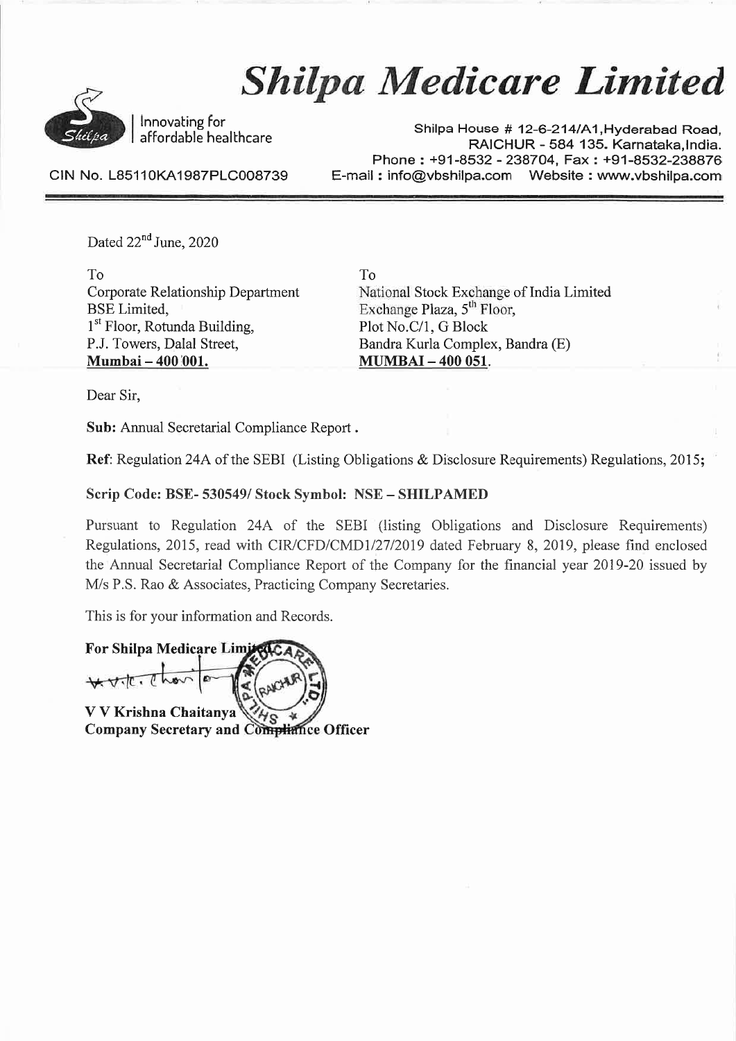# Shilpa Medicare Limited

Innovating for affordable healthcare

CIN No. L85110KA1987PLC008739

Shilpa House # 12-6-214/A1,Hyderabad Road, RAICHUR - 584 135. Karnataka,India.
Phone : +91-8532 - 238704, Fax : +91-8532-238876
E-mail : info@vbshilpa.com Website : www.vbshilpa.com

Dated 22[nd] June, 2020

To
Corporate Relationship Department
BSE Limited,
1[st] Floor, Rotunda Building,
P.J. Towers, Dalal Street,
**Mumbai – 400 001.**

To
National Stock Exchange of India Limited
Exchange Plaza, 5[th] Floor,
Plot No.C/1, G Block
Bandra Kurla Complex, Bandra (E)
**MUMBAI – 400 051.**

Dear Sir,

**Sub:** Annual Secretarial Compliance Report.

**Ref**: Regulation 24A of the SEBI (Listing Obligations & Disclosure Requirements) Regulations, 2015;

**Scrip Code: BSE- 530549/ Stock Symbol: NSE – SHILPAMED**

Pursuant to Regulation 24A of the SEBI (listing Obligations and Disclosure Requirements) Regulations, 2015, read with CIR/CFD/CMD1/27/2019 dated February 8, 2019, please find enclosed the Annual Secretarial Compliance Report of the Company for the financial year 2019-20 issued by M/s P.S. Rao & Associates, Practicing Company Secretaries.

This is for your information and Records.

**For Shilpa Medicare Limited**

**V V Krishna Chaitanya**
**Company Secretary and Compliance Officer**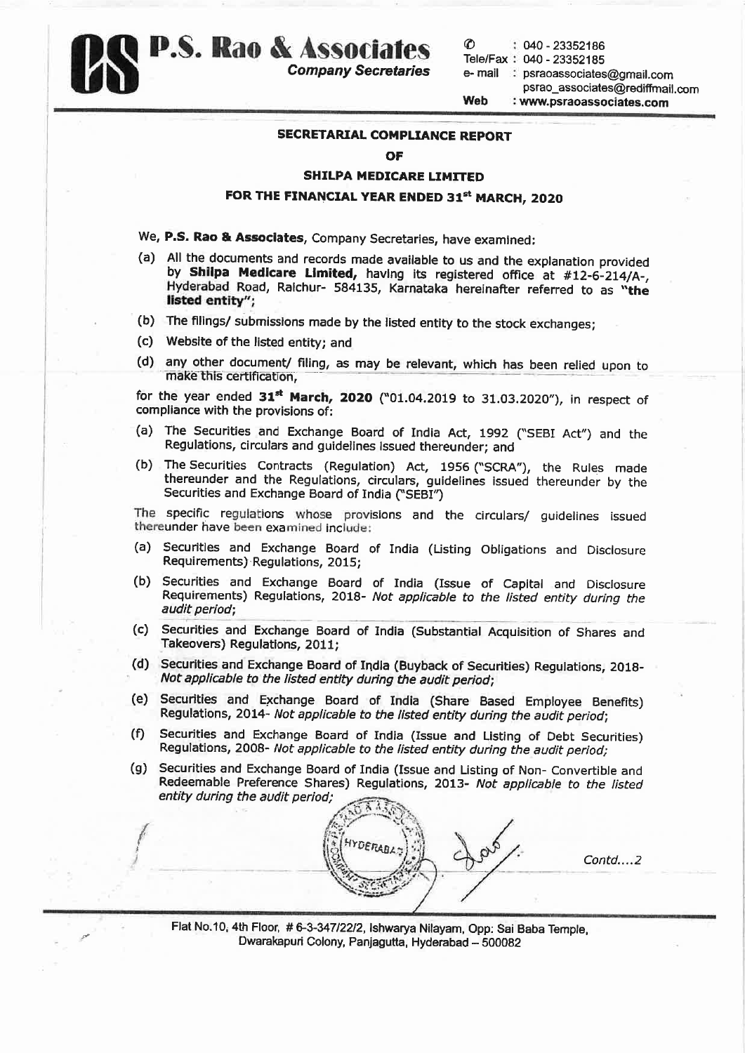**P.S. Rao & Associates**
*Company Secretaries*

✆ : 040 - 23352186
Tele/Fax : 040 - 23352185
e-mail : psraoassociates@gmail.com
psrao_associates@rediffmail.com
Web : www.psraoassociates.com

## SECRETARIAL COMPLIANCE REPORT

## OF

## SHILPA MEDICARE LIMITED

## FOR THE FINANCIAL YEAR ENDED 31st MARCH, 2020

We, **P.S. Rao & Associates**, Company Secretaries, have examined:

(a) All the documents and records made available to us and the explanation provided by **Shilpa Medicare Limited,** having its registered office at #12-6-214/A-, Hyderabad Road, Raichur- 584135, Karnataka hereinafter referred to as **"the listed entity"**;

(b) The filings/ submissions made by the listed entity to the stock exchanges;

(c) Website of the listed entity; and

(d) any other document/ filing, as may be relevant, which has been relied upon to make this certification,

for the year ended **31st March, 2020** ("01.04.2019 to 31.03.2020"), in respect of compliance with the provisions of:

(a) The Securities and Exchange Board of India Act, 1992 ("SEBI Act") and the Regulations, circulars and guidelines issued thereunder; and

(b) The Securities Contracts (Regulation) Act, 1956 ("SCRA"), the Rules made thereunder and the Regulations, circulars, guidelines issued thereunder by the Securities and Exchange Board of India ("SEBI")

The specific regulations whose provisions and the circulars/ guidelines issued thereunder have been examined include:

(a) Securities and Exchange Board of India (Listing Obligations and Disclosure Requirements) Regulations, 2015;

(b) Securities and Exchange Board of India (Issue of Capital and Disclosure Requirements) Regulations, 2018- *Not applicable to the listed entity during the audit period*;

(c) Securities and Exchange Board of India (Substantial Acquisition of Shares and Takeovers) Regulations, 2011;

(d) Securities and Exchange Board of India (Buyback of Securities) Regulations, 2018- *Not applicable to the listed entity during the audit period*;

(e) Securities and Exchange Board of India (Share Based Employee Benefits) Regulations, 2014- *Not applicable to the listed entity during the audit period*;

(f) Securities and Exchange Board of India (Issue and Listing of Debt Securities) Regulations, 2008- *Not applicable to the listed entity during the audit period*;

(g) Securities and Exchange Board of India (Issue and Listing of Non- Convertible and Redeemable Preference Shares) Regulations, 2013- *Not applicable to the listed entity during the audit period;*

*Contd....2*

Flat No.10, 4th Floor, # 6-3-347/22/2, Ishwarya Nilayam, Opp: Sai Baba Temple, Dwarakapuri Colony, Panjagutta, Hyderabad – 500082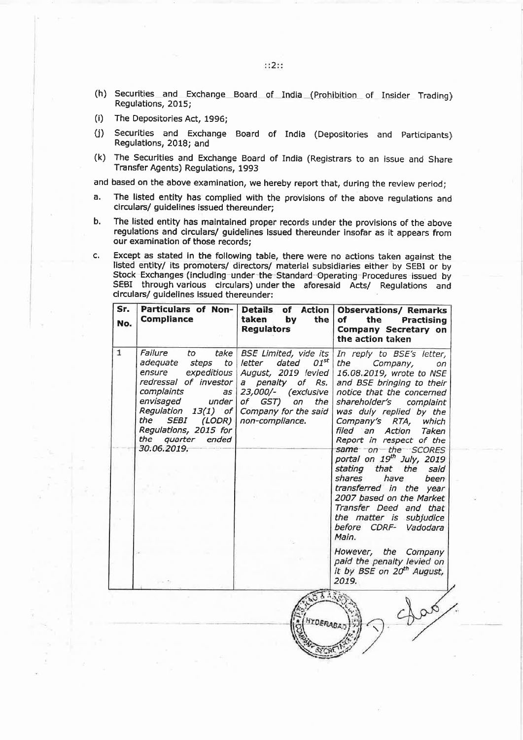(h) Securities and Exchange Board of India (Prohibition of Insider Trading) Regulations, 2015;

(i) The Depositories Act, 1996;

(j) Securities and Exchange Board of India (Depositories and Participants) Regulations, 2018; and

(k) The Securities and Exchange Board of India (Registrars to an issue and Share Transfer Agents) Regulations, 1993

and based on the above examination, we hereby report that, during the review period;

a. The listed entity has complied with the provisions of the above regulations and circulars/ guidelines issued thereunder;

b. The listed entity has maintained proper records under the provisions of the above regulations and circulars/ guidelines issued thereunder insofar as it appears from our examination of those records;

c. Except as stated in the following table, there were no actions taken against the listed entity/ its promoters/ directors/ material subsidiaries either by SEBI or by Stock Exchanges (including under the Standard Operating Procedures issued by SEBI through various circulars) under the aforesaid Acts/ Regulations and circulars/ guidelines issued thereunder:

| Sr. No. | Particulars of Non-Compliance | Details of Action taken by the Regulators | Observations/ Remarks of the Practising Company Secretary on the action taken |
|---|---|---|---|
| 1 | *Failure to take adequate steps to ensure expeditious redressal of investor complaints as envisaged under Regulation 13(1) of the SEBI (LODR) Regulations, 2015 for the quarter ended 30.06.2019.* | *BSE Limited, vide its letter dated 01st August, 2019 levied a penalty of Rs. 23,000/- (exclusive of GST) on the Company for the said non-compliance.* | *In reply to BSE's letter, the Company, on 16.08.2019, wrote to NSE and BSE bringing to their notice that the concerned shareholder's complaint was duly replied by the Company's RTA, which filed an Action Taken Report in respect of the same on the SCORES portal on 19th July, 2019 stating that the said shares have been transferred in the year 2007 based on the Market Transfer Deed and that the matter is subjudice before CDRF- Vadodara Main.* <br><br> *However, the Company paid the penalty levied on it by BSE on 20th August, 2019.* |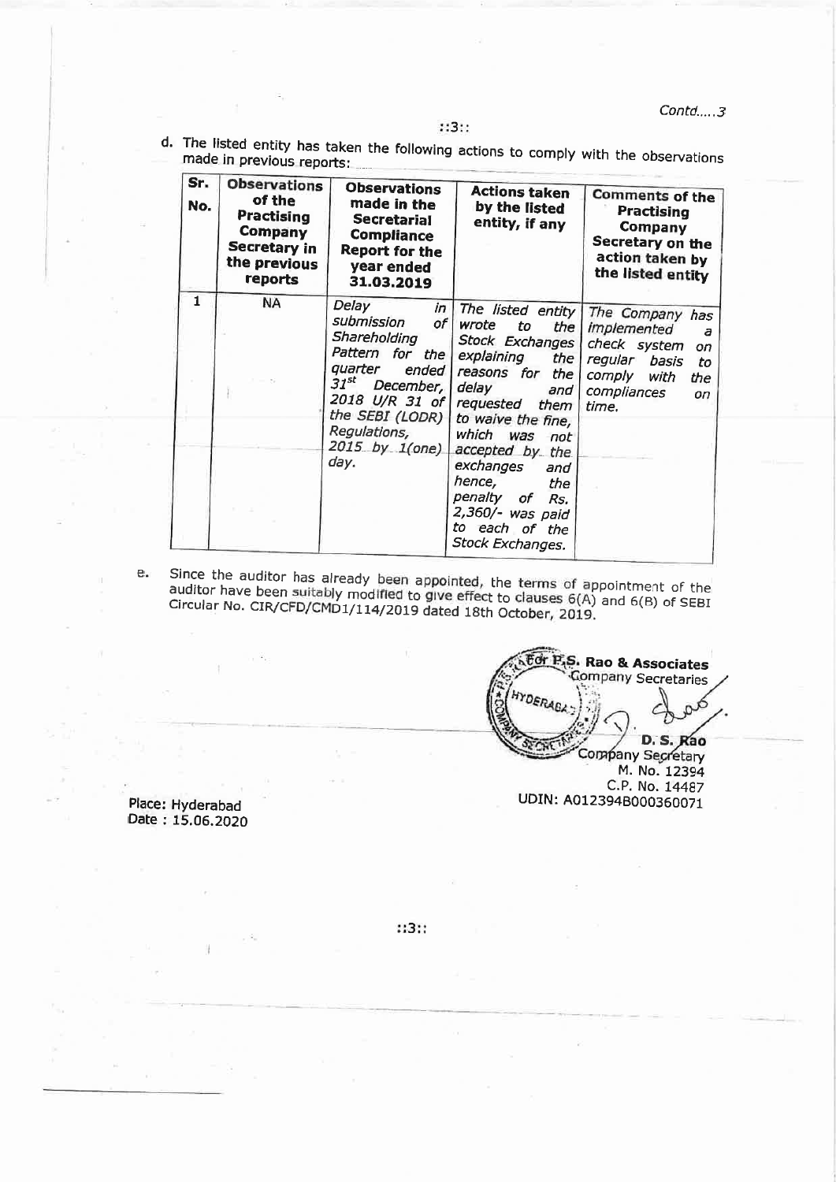d. The listed entity has taken the following actions to comply with the observations made in previous reports:

| Sr. No. | Observations of the Practising Company Secretary in the previous reports | Observations made in the Secretarial Compliance Report for the year ended 31.03.2019 | Actions taken by the listed entity, if any | Comments of the Practising Company Secretary on the action taken by the listed entity |
|---|---|---|---|---|
| 1 | NA | *Delay in submission of Shareholding Pattern for the quarter ended 31st December, 2018 U/R 31 of the SEBI (LODR) Regulations, 2015 by 1(one) day.* | *The listed entity wrote to the Stock Exchanges explaining the reasons for the delay and requested them to waive the fine, which was not accepted by the exchanges and hence, the penalty of Rs. 2,360/- was paid to each of the Stock Exchanges.* | *The Company has implemented a check system on regular basis to comply with the compliances on time.* |

e. Since the auditor has already been appointed, the terms of appointment of the auditor have been suitably modified to give effect to clauses 6(A) and 6(B) of SEBI Circular No. CIR/CFD/CMD1/114/2019 dated 18th October, 2019.

For P.S. Rao & Associates
Company Secretaries

D. S. Rao
Company Secretary
M. No. 12394
C.P. No. 14487
UDIN: A012394B000360071

Place: Hyderabad
Date : 15.06.2020